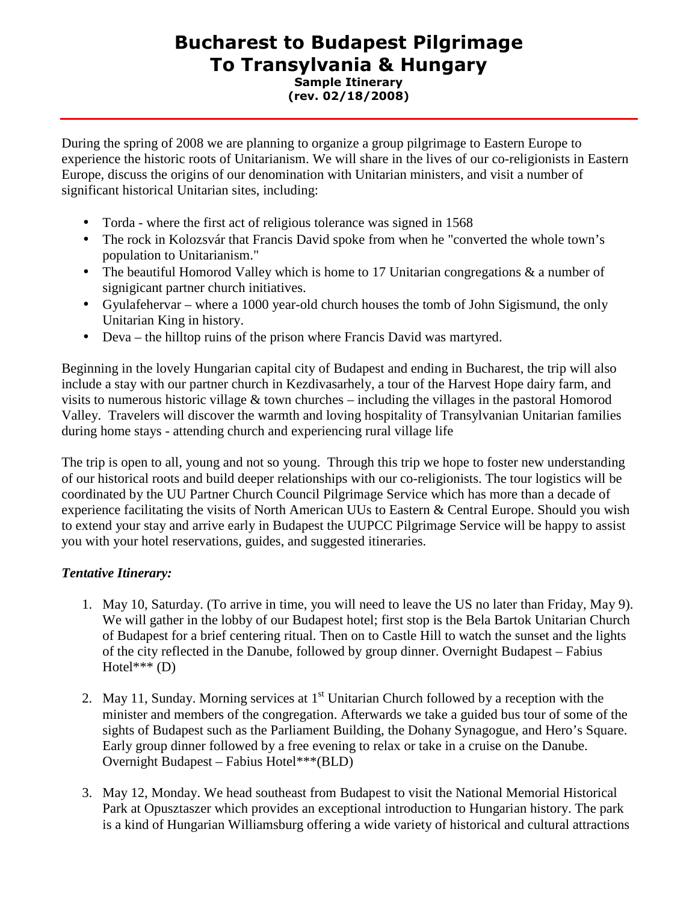# Bucharest to Budapest Pilgrimage
# To Transylvania & Hungary

**Sample Itinerary**
**(rev. 02/18/2008)**

---

During the spring of 2008 we are planning to organize a group pilgrimage to Eastern Europe to experience the historic roots of Unitarianism. We will share in the lives of our co-religionists in Eastern Europe, discuss the origins of our denomination with Unitarian ministers, and visit a number of significant historical Unitarian sites, including:

- Torda - where the first act of religious tolerance was signed in 1568
- The rock in Kolozsvár that Francis David spoke from when he "converted the whole town's population to Unitarianism."
- The beautiful Homorod Valley which is home to 17 Unitarian congregations & a number of signigicant partner church initiatives.
- Gyulafehervar – where a 1000 year-old church houses the tomb of John Sigismund, the only Unitarian King in history.
- Deva – the hilltop ruins of the prison where Francis David was martyred.

Beginning in the lovely Hungarian capital city of Budapest and ending in Bucharest, the trip will also include a stay with our partner church in Kezdivasarhely, a tour of the Harvest Hope dairy farm, and visits to numerous historic village & town churches – including the villages in the pastoral Homorod Valley. Travelers will discover the warmth and loving hospitality of Transylvanian Unitarian families during home stays - attending church and experiencing rural village life

The trip is open to all, young and not so young. Through this trip we hope to foster new understanding of our historical roots and build deeper relationships with our co-religionists. The tour logistics will be coordinated by the UU Partner Church Council Pilgrimage Service which has more than a decade of experience facilitating the visits of North American UUs to Eastern & Central Europe. Should you wish to extend your stay and arrive early in Budapest the UUPCC Pilgrimage Service will be happy to assist you with your hotel reservations, guides, and suggested itineraries.

***Tentative Itinerary:***

1. May 10, Saturday. (To arrive in time, you will need to leave the US no later than Friday, May 9). We will gather in the lobby of our Budapest hotel; first stop is the Bela Bartok Unitarian Church of Budapest for a brief centering ritual. Then on to Castle Hill to watch the sunset and the lights of the city reflected in the Danube, followed by group dinner. Overnight Budapest – Fabius Hotel*** (D)

2. May 11, Sunday. Morning services at 1st Unitarian Church followed by a reception with the minister and members of the congregation. Afterwards we take a guided bus tour of some of the sights of Budapest such as the Parliament Building, the Dohany Synagogue, and Hero's Square. Early group dinner followed by a free evening to relax or take in a cruise on the Danube. Overnight Budapest – Fabius Hotel***(BLD)

3. May 12, Monday. We head southeast from Budapest to visit the National Memorial Historical Park at Opusztaszer which provides an exceptional introduction to Hungarian history. The park is a kind of Hungarian Williamsburg offering a wide variety of historical and cultural attractions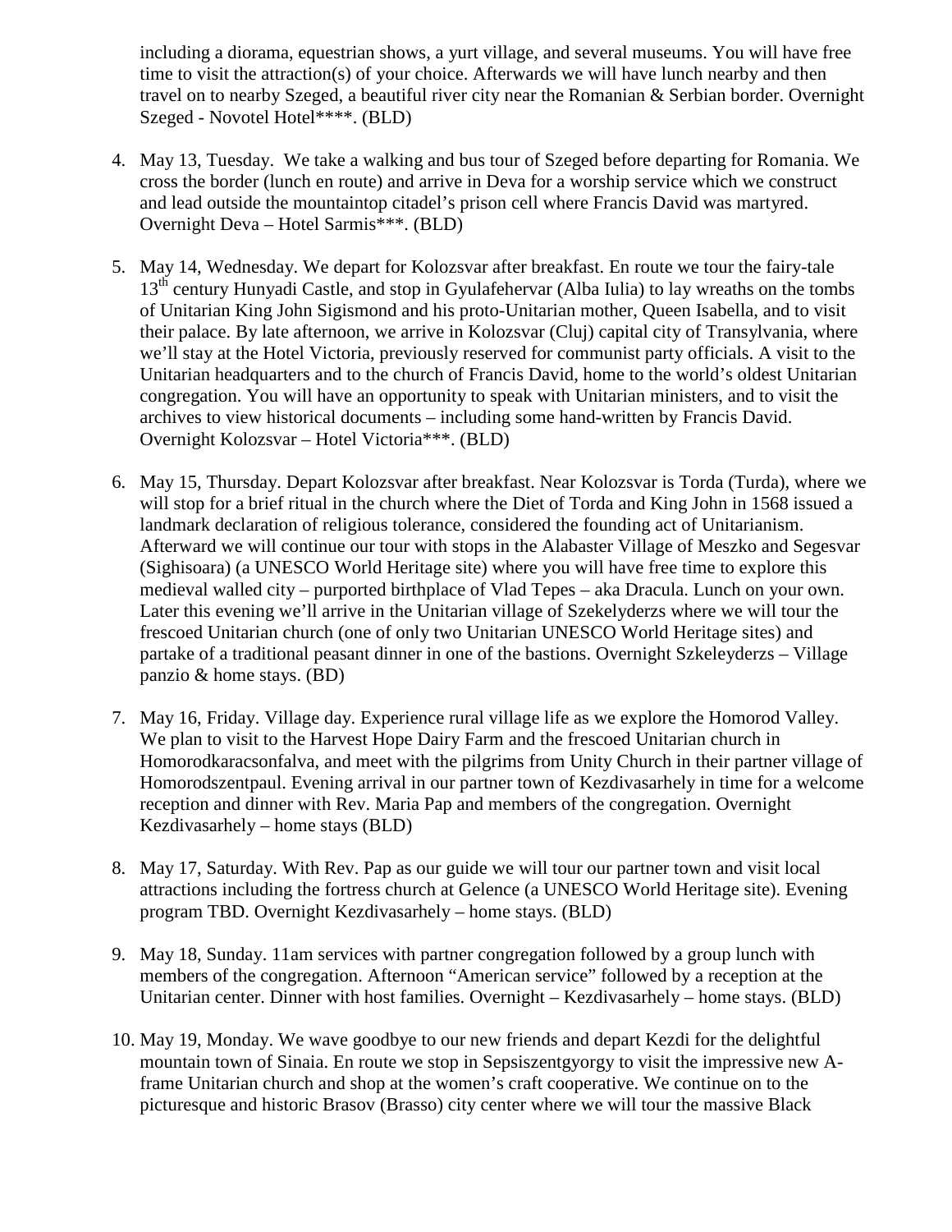including a diorama, equestrian shows, a yurt village, and several museums. You will have free time to visit the attraction(s) of your choice. Afterwards we will have lunch nearby and then travel on to nearby Szeged, a beautiful river city near the Romanian & Serbian border. Overnight Szeged - Novotel Hotel****. (BLD)

4. May 13, Tuesday. We take a walking and bus tour of Szeged before departing for Romania. We cross the border (lunch en route) and arrive in Deva for a worship service which we construct and lead outside the mountaintop citadel's prison cell where Francis David was martyred. Overnight Deva – Hotel Sarmis***. (BLD)

5. May 14, Wednesday. We depart for Kolozsvar after breakfast. En route we tour the fairy-tale 13th century Hunyadi Castle, and stop in Gyulafehervar (Alba Iulia) to lay wreaths on the tombs of Unitarian King John Sigismond and his proto-Unitarian mother, Queen Isabella, and to visit their palace. By late afternoon, we arrive in Kolozsvar (Cluj) capital city of Transylvania, where we'll stay at the Hotel Victoria, previously reserved for communist party officials. A visit to the Unitarian headquarters and to the church of Francis David, home to the world's oldest Unitarian congregation. You will have an opportunity to speak with Unitarian ministers, and to visit the archives to view historical documents – including some hand-written by Francis David. Overnight Kolozsvar – Hotel Victoria***. (BLD)

6. May 15, Thursday. Depart Kolozsvar after breakfast. Near Kolozsvar is Torda (Turda), where we will stop for a brief ritual in the church where the Diet of Torda and King John in 1568 issued a landmark declaration of religious tolerance, considered the founding act of Unitarianism. Afterward we will continue our tour with stops in the Alabaster Village of Meszko and Segesvar (Sighisoara) (a UNESCO World Heritage site) where you will have free time to explore this medieval walled city – purported birthplace of Vlad Tepes – aka Dracula. Lunch on your own. Later this evening we'll arrive in the Unitarian village of Szekelyderzs where we will tour the frescoed Unitarian church (one of only two Unitarian UNESCO World Heritage sites) and partake of a traditional peasant dinner in one of the bastions. Overnight Szkeleyderzs – Village panzio & home stays. (BD)

7. May 16, Friday. Village day. Experience rural village life as we explore the Homorod Valley. We plan to visit to the Harvest Hope Dairy Farm and the frescoed Unitarian church in Homorodkaracsonfalva, and meet with the pilgrims from Unity Church in their partner village of Homorodszentpaul. Evening arrival in our partner town of Kezdivasarhely in time for a welcome reception and dinner with Rev. Maria Pap and members of the congregation. Overnight Kezdivasarhely – home stays (BLD)

8. May 17, Saturday. With Rev. Pap as our guide we will tour our partner town and visit local attractions including the fortress church at Gelence (a UNESCO World Heritage site). Evening program TBD. Overnight Kezdivasarhely – home stays. (BLD)

9. May 18, Sunday. 11am services with partner congregation followed by a group lunch with members of the congregation. Afternoon "American service" followed by a reception at the Unitarian center. Dinner with host families. Overnight – Kezdivasarhely – home stays. (BLD)

10. May 19, Monday. We wave goodbye to our new friends and depart Kezdi for the delightful mountain town of Sinaia. En route we stop in Sepsiszentgyorgy to visit the impressive new A-frame Unitarian church and shop at the women's craft cooperative. We continue on to the picturesque and historic Brasov (Brasso) city center where we will tour the massive Black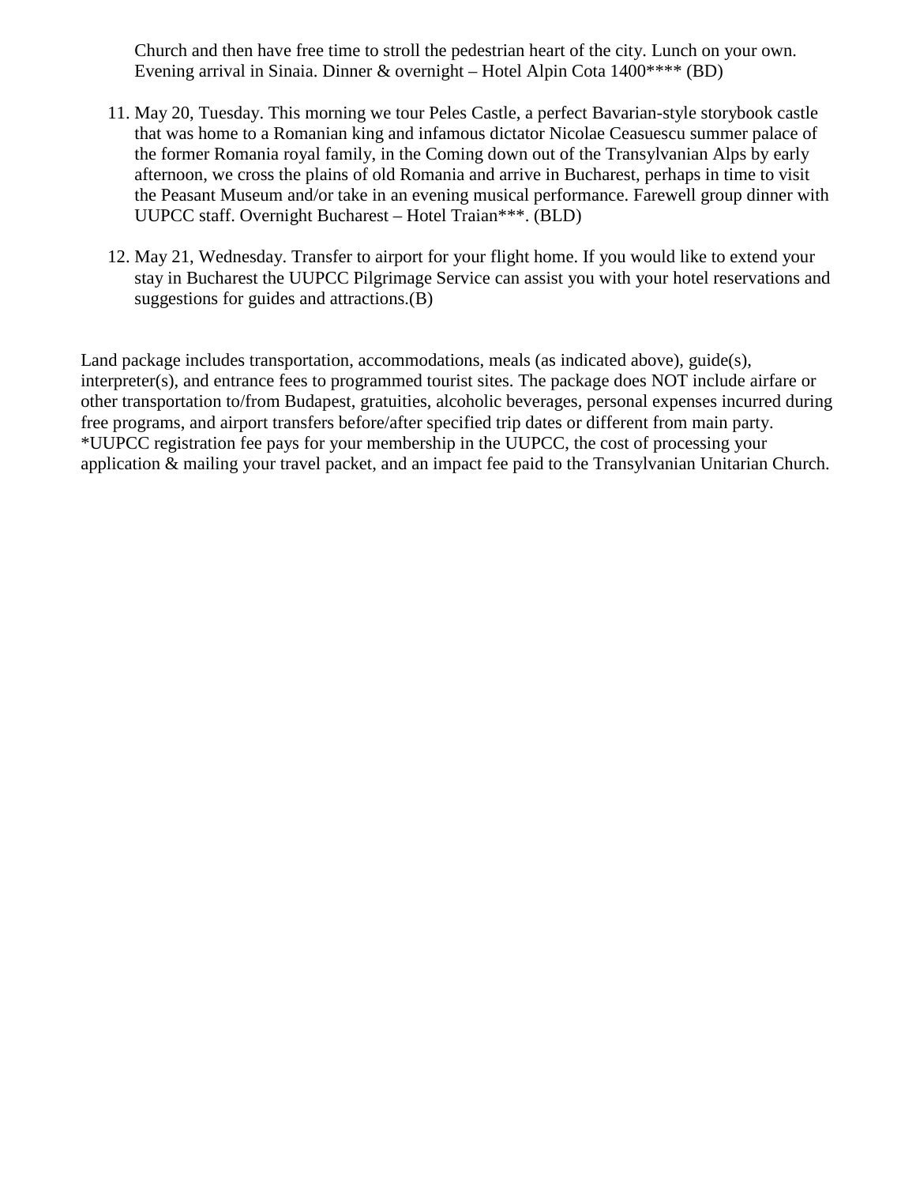Church and then have free time to stroll the pedestrian heart of the city. Lunch on your own. Evening arrival in Sinaia. Dinner & overnight – Hotel Alpin Cota 1400**** (BD)

11. May 20, Tuesday. This morning we tour Peles Castle, a perfect Bavarian-style storybook castle that was home to a Romanian king and infamous dictator Nicolae Ceasuescu summer palace of the former Romania royal family, in the Coming down out of the Transylvanian Alps by early afternoon, we cross the plains of old Romania and arrive in Bucharest, perhaps in time to visit the Peasant Museum and/or take in an evening musical performance. Farewell group dinner with UUPCC staff. Overnight Bucharest – Hotel Traian***. (BLD)

12. May 21, Wednesday. Transfer to airport for your flight home. If you would like to extend your stay in Bucharest the UUPCC Pilgrimage Service can assist you with your hotel reservations and suggestions for guides and attractions.(B)

Land package includes transportation, accommodations, meals (as indicated above), guide(s), interpreter(s), and entrance fees to programmed tourist sites. The package does NOT include airfare or other transportation to/from Budapest, gratuities, alcoholic beverages, personal expenses incurred during free programs, and airport transfers before/after specified trip dates or different from main party. *UUPCC registration fee pays for your membership in the UUPCC, the cost of processing your application & mailing your travel packet, and an impact fee paid to the Transylvanian Unitarian Church.